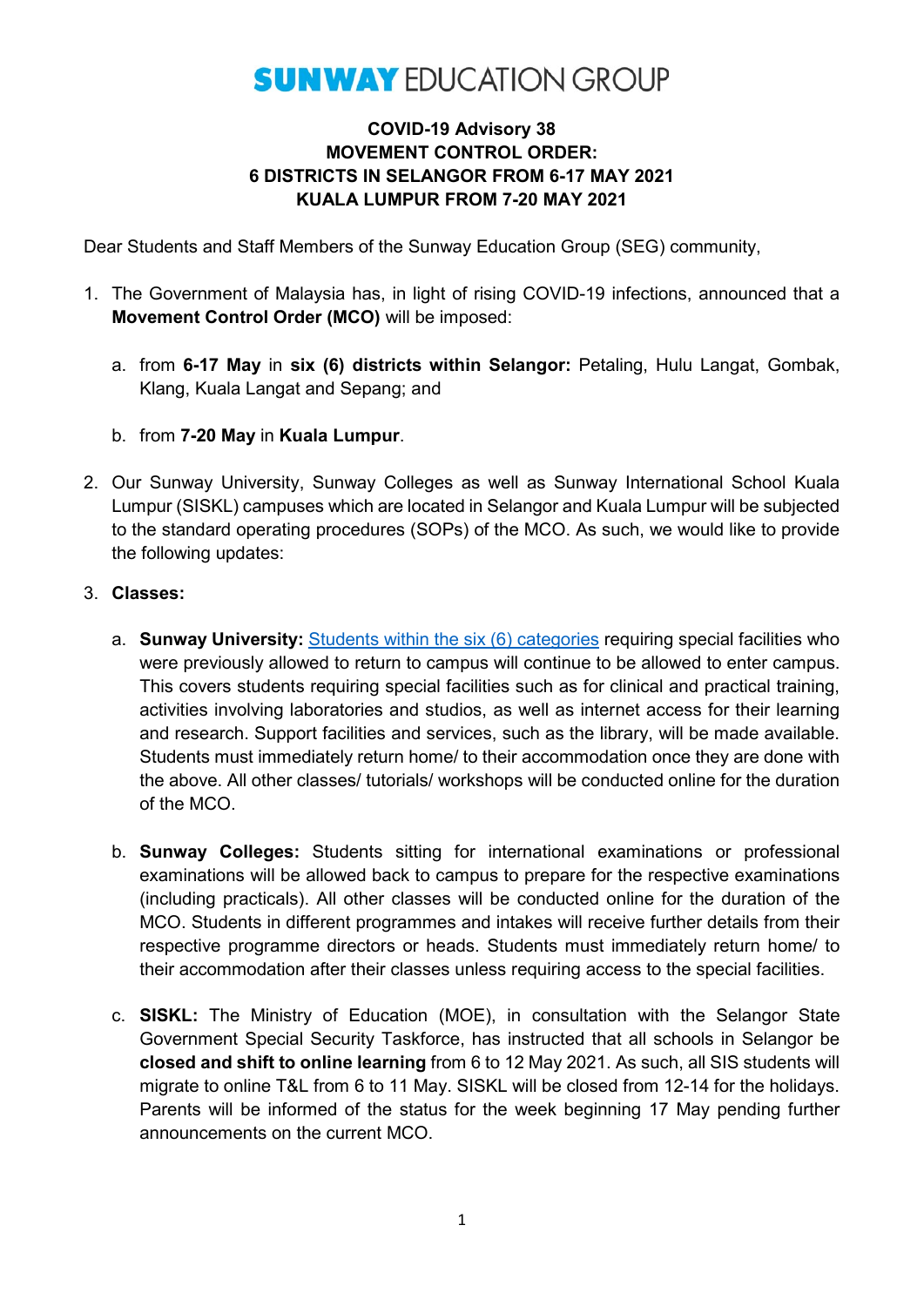# SUNWAY EDUCATION GROUP

**COVID-19 Advisory 38**
**MOVEMENT CONTROL ORDER:**
**6 DISTRICTS IN SELANGOR FROM 6-17 MAY 2021**
**KUALA LUMPUR FROM 7-20 MAY 2021**

Dear Students and Staff Members of the Sunway Education Group (SEG) community,

1. The Government of Malaysia has, in light of rising COVID-19 infections, announced that a **Movement Control Order (MCO)** will be imposed:

   a. from **6-17 May** in **six (6) districts within Selangor:** Petaling, Hulu Langat, Gombak, Klang, Kuala Langat and Sepang; and

   b. from **7-20 May** in **Kuala Lumpur**.

2. Our Sunway University, Sunway Colleges as well as Sunway International School Kuala Lumpur (SISKL) campuses which are located in Selangor and Kuala Lumpur will be subjected to the standard operating procedures (SOPs) of the MCO. As such, we would like to provide the following updates:

3. **Classes:**

   a. **Sunway University:** Students within the six (6) categories requiring special facilities who were previously allowed to return to campus will continue to be allowed to enter campus. This covers students requiring special facilities such as for clinical and practical training, activities involving laboratories and studios, as well as internet access for their learning and research. Support facilities and services, such as the library, will be made available. Students must immediately return home/ to their accommodation once they are done with the above. All other classes/ tutorials/ workshops will be conducted online for the duration of the MCO.

   b. **Sunway Colleges:** Students sitting for international examinations or professional examinations will be allowed back to campus to prepare for the respective examinations (including practicals). All other classes will be conducted online for the duration of the MCO. Students in different programmes and intakes will receive further details from their respective programme directors or heads. Students must immediately return home/ to their accommodation after their classes unless requiring access to the special facilities.

   c. **SISKL:** The Ministry of Education (MOE), in consultation with the Selangor State Government Special Security Taskforce, has instructed that all schools in Selangor be **closed and shift to online learning** from 6 to 12 May 2021. As such, all SIS students will migrate to online T&L from 6 to 11 May. SISKL will be closed from 12-14 for the holidays. Parents will be informed of the status for the week beginning 17 May pending further announcements on the current MCO.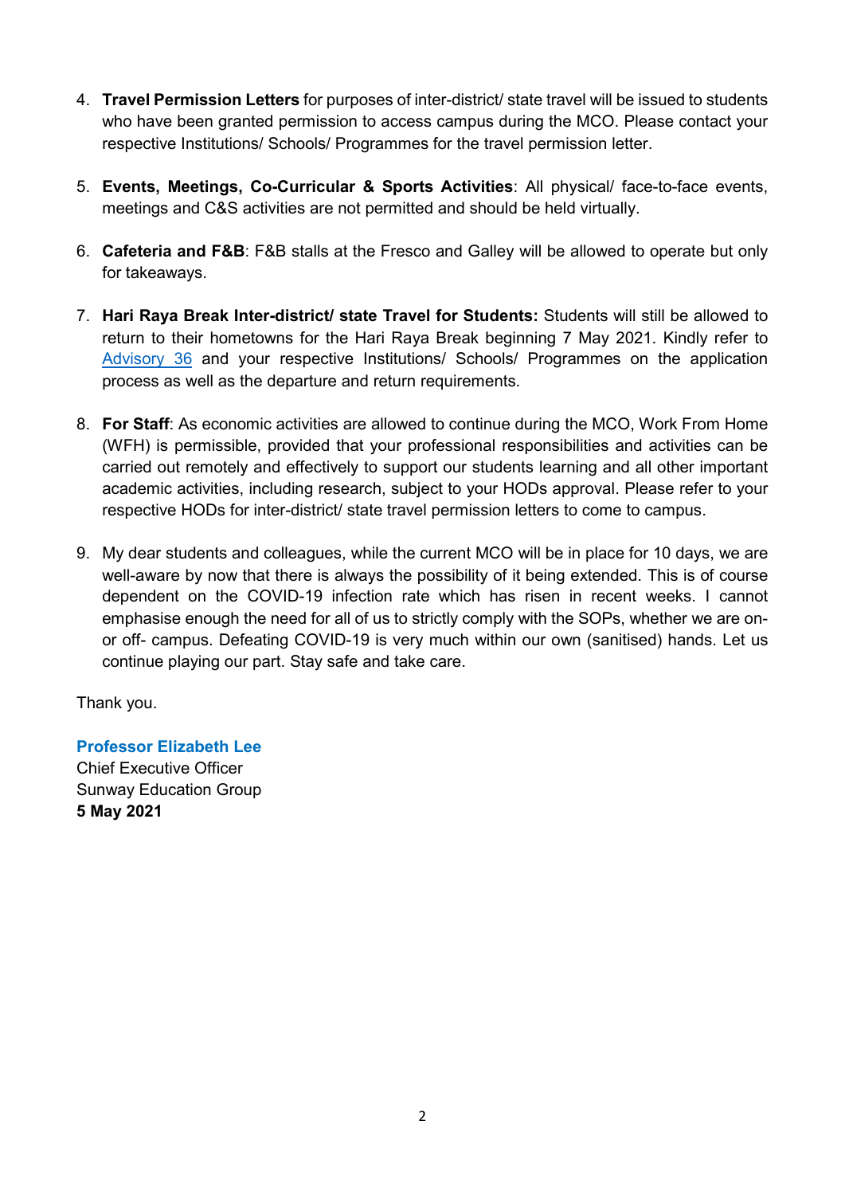4. **Travel Permission Letters** for purposes of inter-district/ state travel will be issued to students who have been granted permission to access campus during the MCO. Please contact your respective Institutions/ Schools/ Programmes for the travel permission letter.

5. **Events, Meetings, Co-Curricular & Sports Activities**: All physical/ face-to-face events, meetings and C&S activities are not permitted and should be held virtually.

6. **Cafeteria and F&B**: F&B stalls at the Fresco and Galley will be allowed to operate but only for takeaways.

7. **Hari Raya Break Inter-district/ state Travel for Students:** Students will still be allowed to return to their hometowns for the Hari Raya Break beginning 7 May 2021. Kindly refer to Advisory 36 and your respective Institutions/ Schools/ Programmes on the application process as well as the departure and return requirements.

8. **For Staff**: As economic activities are allowed to continue during the MCO, Work From Home (WFH) is permissible, provided that your professional responsibilities and activities can be carried out remotely and effectively to support our students learning and all other important academic activities, including research, subject to your HODs approval. Please refer to your respective HODs for inter-district/ state travel permission letters to come to campus.

9. My dear students and colleagues, while the current MCO will be in place for 10 days, we are well-aware by now that there is always the possibility of it being extended. This is of course dependent on the COVID-19 infection rate which has risen in recent weeks. I cannot emphasise enough the need for all of us to strictly comply with the SOPs, whether we are on- or off- campus. Defeating COVID-19 is very much within our own (sanitised) hands. Let us continue playing our part. Stay safe and take care.

Thank you.

**Professor Elizabeth Lee**
Chief Executive Officer
Sunway Education Group
**5 May 2021**